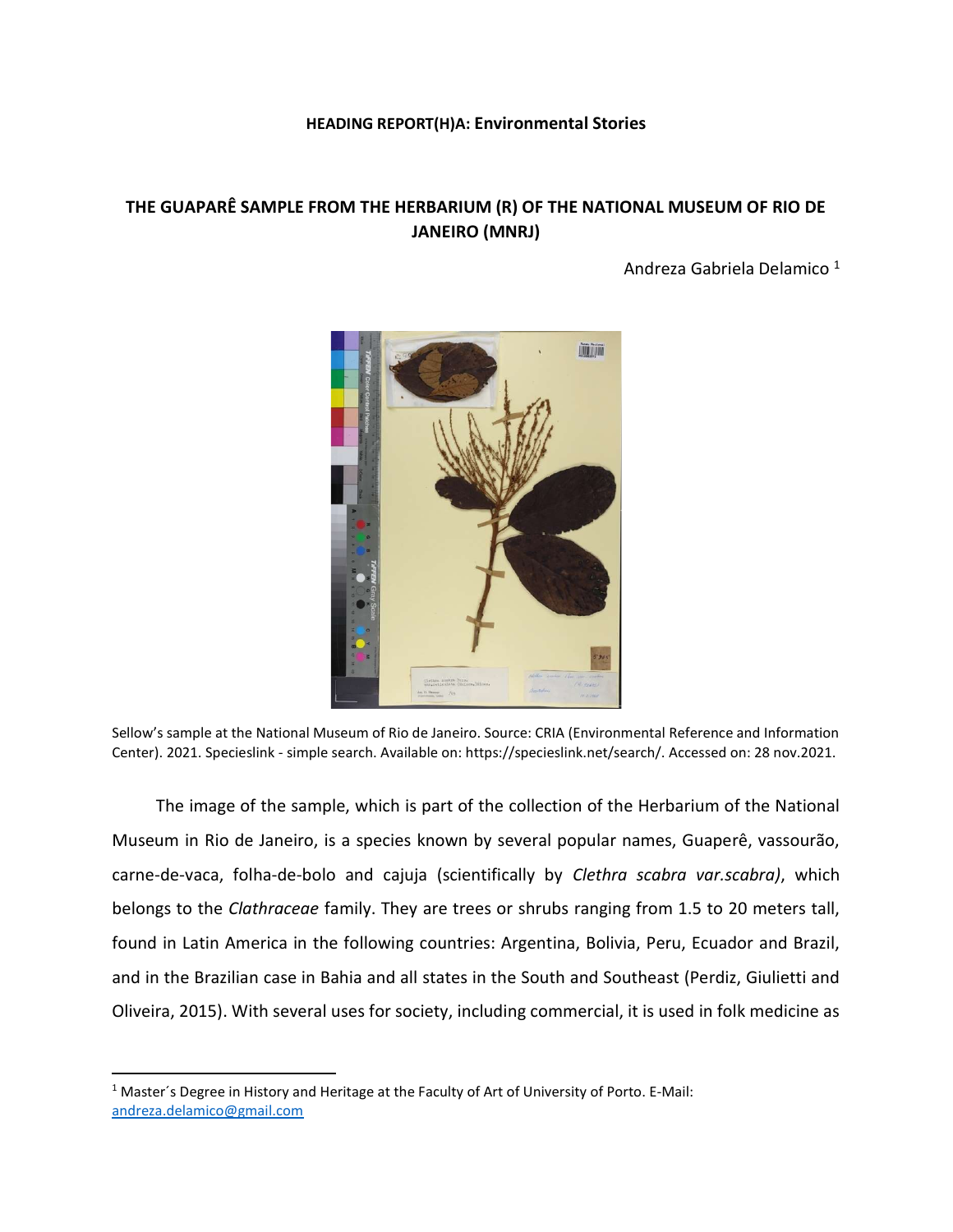**HEADING REPORT(H)A: Environmental Stories**

# THE GUAPARÊ SAMPLE FROM THE HERBARIUM (R) OF THE NATIONAL MUSEUM OF RIO DE JANEIRO (MNRJ)

Andreza Gabriela Delamico [1]

Sellow's sample at the National Museum of Rio de Janeiro. Source: CRIA (Environmental Reference and Information Center). 2021. Specieslink - simple search. Available on: https://specieslink.net/search/. Accessed on: 28 nov.2021.

The image of the sample, which is part of the collection of the Herbarium of the National Museum in Rio de Janeiro, is a species known by several popular names, Guaperê, vassourão, carne-de-vaca, folha-de-bolo and cajuja (scientifically by *Clethra scabra var.scabra)*, which belongs to the *Clathraceae* family. They are trees or shrubs ranging from 1.5 to 20 meters tall, found in Latin America in the following countries: Argentina, Bolivia, Peru, Ecuador and Brazil, and in the Brazilian case in Bahia and all states in the South and Southeast (Perdiz, Giulietti and Oliveira, 2015). With several uses for society, including commercial, it is used in folk medicine as

[1] Master´s Degree in History and Heritage at the Faculty of Art of University of Porto. E-Mail: andreza.delamico@gmail.com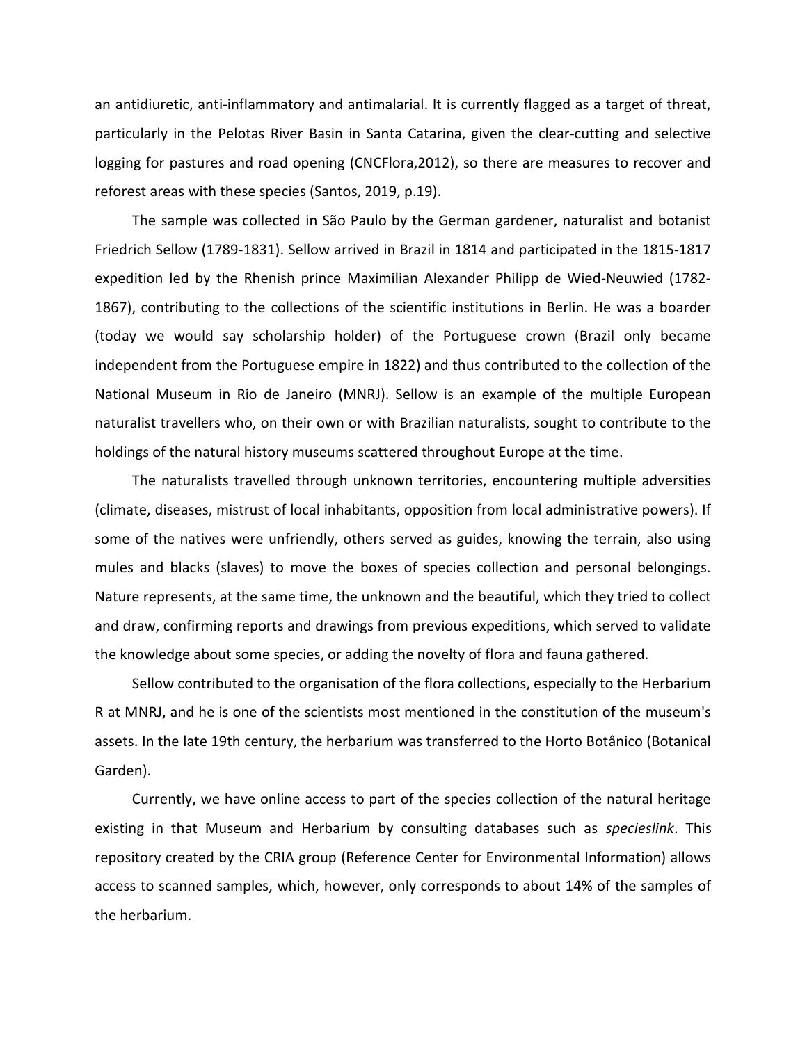an antidiuretic, anti-inflammatory and antimalarial. It is currently flagged as a target of threat, particularly in the Pelotas River Basin in Santa Catarina, given the clear-cutting and selective logging for pastures and road opening (CNCFlora,2012), so there are measures to recover and reforest areas with these species (Santos, 2019, p.19).

The sample was collected in São Paulo by the German gardener, naturalist and botanist Friedrich Sellow (1789-1831). Sellow arrived in Brazil in 1814 and participated in the 1815-1817 expedition led by the Rhenish prince Maximilian Alexander Philipp de Wied-Neuwied (1782-1867), contributing to the collections of the scientific institutions in Berlin. He was a boarder (today we would say scholarship holder) of the Portuguese crown (Brazil only became independent from the Portuguese empire in 1822) and thus contributed to the collection of the National Museum in Rio de Janeiro (MNRJ). Sellow is an example of the multiple European naturalist travellers who, on their own or with Brazilian naturalists, sought to contribute to the holdings of the natural history museums scattered throughout Europe at the time.

The naturalists travelled through unknown territories, encountering multiple adversities (climate, diseases, mistrust of local inhabitants, opposition from local administrative powers). If some of the natives were unfriendly, others served as guides, knowing the terrain, also using mules and blacks (slaves) to move the boxes of species collection and personal belongings. Nature represents, at the same time, the unknown and the beautiful, which they tried to collect and draw, confirming reports and drawings from previous expeditions, which served to validate the knowledge about some species, or adding the novelty of flora and fauna gathered.

Sellow contributed to the organisation of the flora collections, especially to the Herbarium R at MNRJ, and he is one of the scientists most mentioned in the constitution of the museum's assets. In the late 19th century, the herbarium was transferred to the Horto Botânico (Botanical Garden).

Currently, we have online access to part of the species collection of the natural heritage existing in that Museum and Herbarium by consulting databases such as *specieslink*. This repository created by the CRIA group (Reference Center for Environmental Information) allows access to scanned samples, which, however, only corresponds to about 14% of the samples of the herbarium.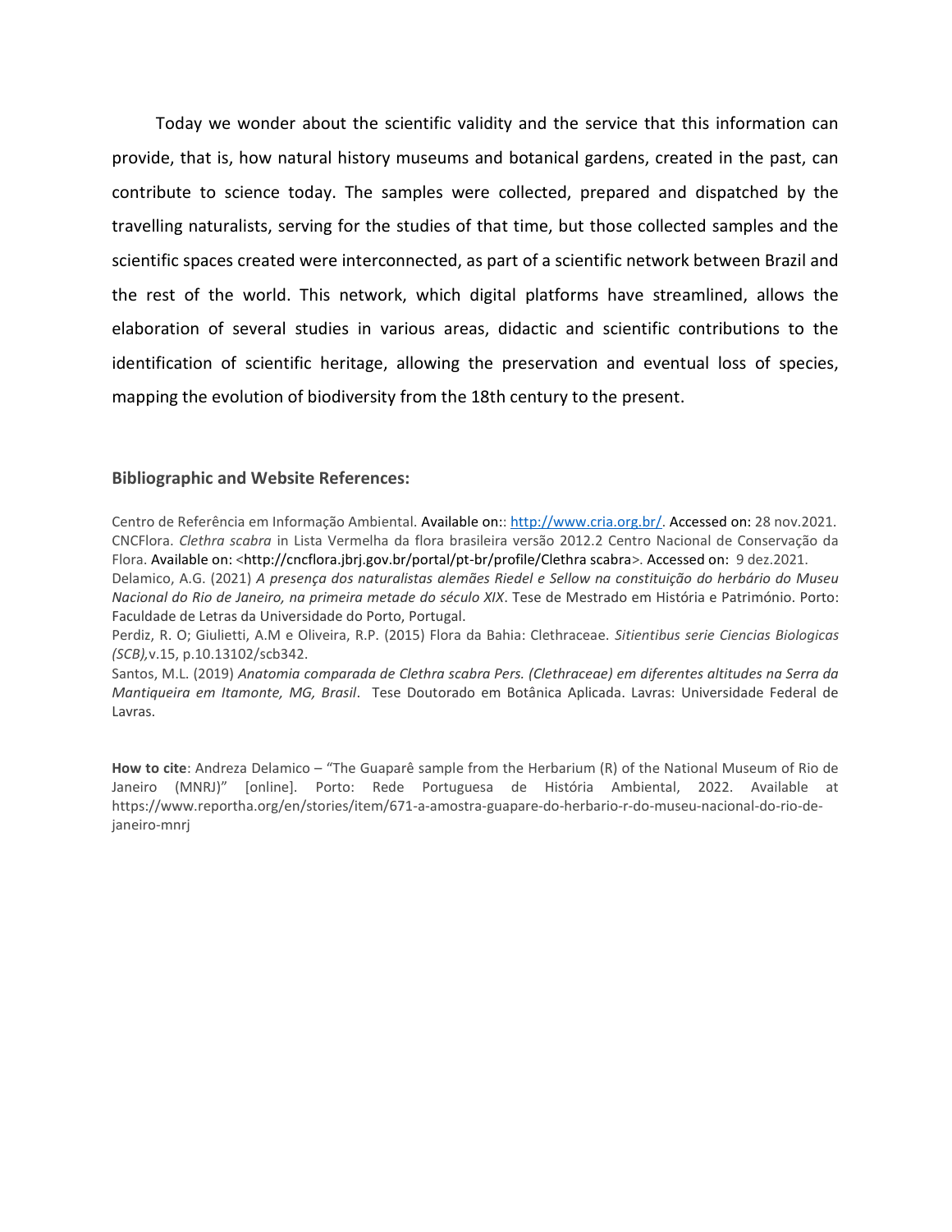Today we wonder about the scientific validity and the service that this information can provide, that is, how natural history museums and botanical gardens, created in the past, can contribute to science today. The samples were collected, prepared and dispatched by the travelling naturalists, serving for the studies of that time, but those collected samples and the scientific spaces created were interconnected, as part of a scientific network between Brazil and the rest of the world. This network, which digital platforms have streamlined, allows the elaboration of several studies in various areas, didactic and scientific contributions to the identification of scientific heritage, allowing the preservation and eventual loss of species, mapping the evolution of biodiversity from the 18th century to the present.

### Bibliographic and Website References:

Centro de Referência em Informação Ambiental. Available on:: http://www.cria.org.br/. Accessed on: 28 nov.2021.

CNCFlora. *Clethra scabra* in Lista Vermelha da flora brasileira versão 2012.2 Centro Nacional de Conservação da Flora. Available on: <http://cncflora.jbrj.gov.br/portal/pt-br/profile/Clethra scabra>. Accessed on: 9 dez.2021.

Delamico, A.G. (2021) *A presença dos naturalistas alemães Riedel e Sellow na constituição do herbário do Museu Nacional do Rio de Janeiro, na primeira metade do século XIX*. Tese de Mestrado em História e Património. Porto: Faculdade de Letras da Universidade do Porto, Portugal.

Perdiz, R. O; Giulietti, A.M e Oliveira, R.P. (2015) Flora da Bahia: Clethraceae. *Sitientibus serie Ciencias Biologicas (SCB),* v.15, p.10.13102/scb342.

Santos, M.L. (2019) *Anatomia comparada de Clethra scabra Pers. (Clethraceae) em diferentes altitudes na Serra da Mantiqueira em Itamonte, MG, Brasil*. Tese Doutorado em Botânica Aplicada. Lavras: Universidade Federal de Lavras.

**How to cite**: Andreza Delamico – "The Guaparê sample from the Herbarium (R) of the National Museum of Rio de Janeiro (MNRJ)" [online]. Porto: Rede Portuguesa de História Ambiental, 2022. Available at https://www.reportha.org/en/stories/item/671-a-amostra-guapare-do-herbario-r-do-museu-nacional-do-rio-de-janeiro-mnrj